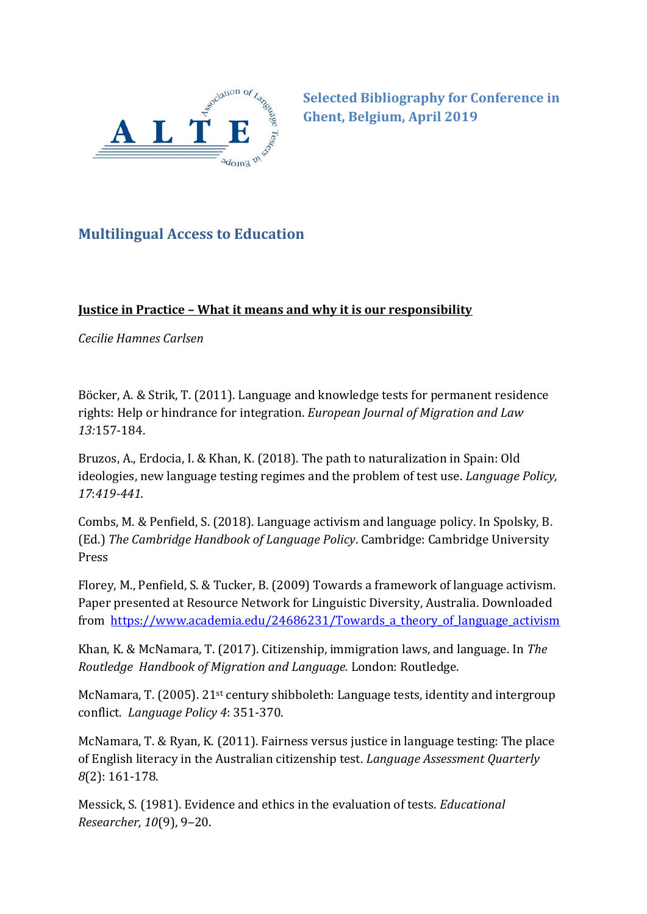# Selected Bibliography for Conference in Ghent, Belgium, April 2019

## Multilingual Access to Education

### Justice in Practice – What it means and why it is our responsibility

*Cecilie Hamnes Carlsen*

Böcker, A. & Strik, T. (2011). Language and knowledge tests for permanent residence rights: Help or hindrance for integration. *European Journal of Migration and Law 13:*157-184.

Bruzos, A., Erdocia, I. & Khan, K. (2018). The path to naturalization in Spain: Old ideologies, new language testing regimes and the problem of test use. *Language Policy, 17*:*419-441.*

Combs, M. & Penfield, S. (2018). Language activism and language policy. In Spolsky, B. (Ed.) *The Cambridge Handbook of Language Policy*. Cambridge: Cambridge University Press

Florey, M., Penfield, S. & Tucker, B. (2009) Towards a framework of language activism. Paper presented at Resource Network for Linguistic Diversity, Australia. Downloaded from https://www.academia.edu/24686231/Towards_a_theory_of_language_activism

Khan, K. & McNamara, T. (2017). Citizenship, immigration laws, and language. In *The Routledge Handbook of Migration and Language.* London: Routledge.

McNamara, T. (2005). 21st century shibboleth: Language tests, identity and intergroup conflict. *Language Policy 4*: 351-370.

McNamara, T. & Ryan, K. (2011). Fairness versus justice in language testing: The place of English literacy in the Australian citizenship test. *Language Assessment Quarterly 8*(2): 161-178.

Messick, S. (1981). Evidence and ethics in the evaluation of tests. *Educational Researcher, 10*(9), 9–20.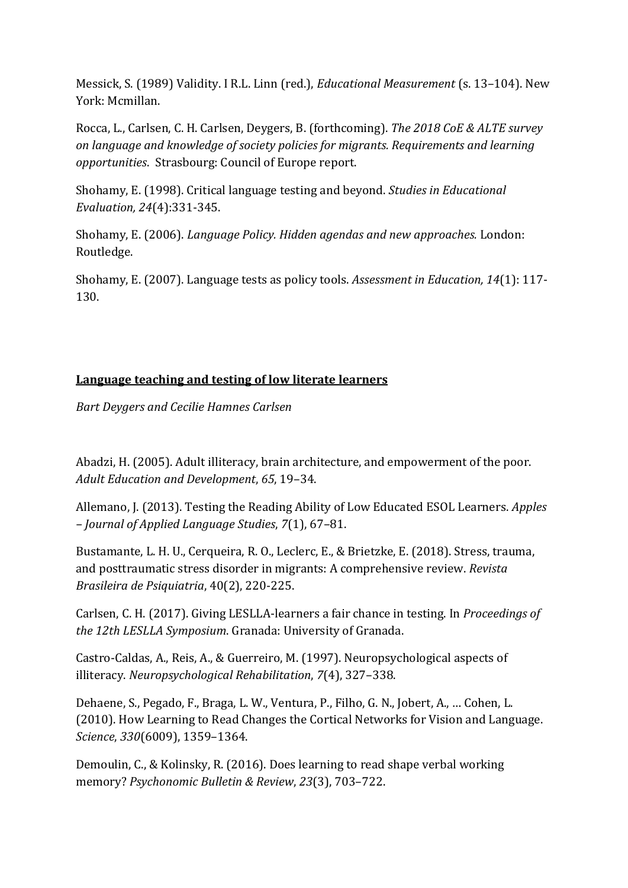Messick, S. (1989) Validity. I R.L. Linn (red.), *Educational Measurement* (s. 13–104). New York: Mcmillan.

Rocca, L., Carlsen, C. H. Carlsen, Deygers, B. (forthcoming). *The 2018 CoE & ALTE survey on language and knowledge of society policies for migrants. Requirements and learning opportunities*. Strasbourg: Council of Europe report.

Shohamy, E. (1998). Critical language testing and beyond. *Studies in Educational Evaluation, 24*(4):331-345.

Shohamy, E. (2006). *Language Policy. Hidden agendas and new approaches.* London: Routledge.

Shohamy, E. (2007). Language tests as policy tools. *Assessment in Education, 14*(1): 117-130.

## Language teaching and testing of low literate learners

*Bart Deygers and Cecilie Hamnes Carlsen*

Abadzi, H. (2005). Adult illiteracy, brain architecture, and empowerment of the poor. *Adult Education and Development*, *65*, 19–34.

Allemano, J. (2013). Testing the Reading Ability of Low Educated ESOL Learners. *Apples – Journal of Applied Language Studies*, *7*(1), 67–81.

Bustamante, L. H. U., Cerqueira, R. O., Leclerc, E., & Brietzke, E. (2018). Stress, trauma, and posttraumatic stress disorder in migrants: A comprehensive review. *Revista Brasileira de Psiquiatria*, 40(2), 220-225.

Carlsen, C. H. (2017). Giving LESLLA-learners a fair chance in testing. In *Proceedings of the 12th LESLLA Symposium*. Granada: University of Granada.

Castro-Caldas, A., Reis, A., & Guerreiro, M. (1997). Neuropsychological aspects of illiteracy. *Neuropsychological Rehabilitation*, *7*(4), 327–338.

Dehaene, S., Pegado, F., Braga, L. W., Ventura, P., Filho, G. N., Jobert, A., … Cohen, L. (2010). How Learning to Read Changes the Cortical Networks for Vision and Language. *Science*, *330*(6009), 1359–1364.

Demoulin, C., & Kolinsky, R. (2016). Does learning to read shape verbal working memory? *Psychonomic Bulletin & Review*, *23*(3), 703–722.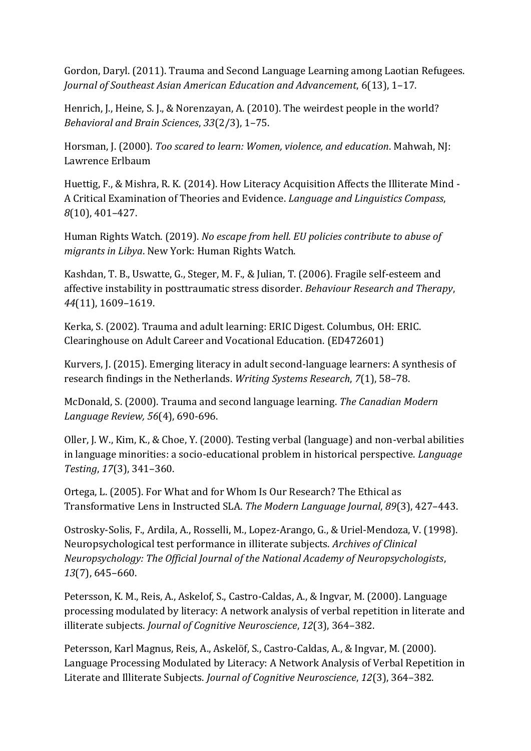Gordon, Daryl. (2011). Trauma and Second Language Learning among Laotian Refugees. *Journal of Southeast Asian American Education and Advancement*, 6(13), 1–17.

Henrich, J., Heine, S. J., & Norenzayan, A. (2010). The weirdest people in the world? *Behavioral and Brain Sciences*, *33*(2/3), 1–75.

Horsman, J. (2000). *Too scared to learn: Women, violence, and education*. Mahwah, NJ: Lawrence Erlbaum

Huettig, F., & Mishra, R. K. (2014). How Literacy Acquisition Affects the Illiterate Mind - A Critical Examination of Theories and Evidence. *Language and Linguistics Compass*, *8*(10), 401–427.

Human Rights Watch. (2019). *No escape from hell. EU policies contribute to abuse of migrants in Libya*. New York: Human Rights Watch.

Kashdan, T. B., Uswatte, G., Steger, M. F., & Julian, T. (2006). Fragile self-esteem and affective instability in posttraumatic stress disorder. *Behaviour Research and Therapy*, *44*(11), 1609–1619.

Kerka, S. (2002). Trauma and adult learning: ERIC Digest. Columbus, OH: ERIC. Clearinghouse on Adult Career and Vocational Education. (ED472601)

Kurvers, J. (2015). Emerging literacy in adult second-language learners: A synthesis of research findings in the Netherlands. *Writing Systems Research*, *7*(1), 58–78.

McDonald, S. (2000). Trauma and second language learning. *The Canadian Modern Language Review, 56*(4), 690-696.

Oller, J. W., Kim, K., & Choe, Y. (2000). Testing verbal (language) and non-verbal abilities in language minorities: a socio-educational problem in historical perspective. *Language Testing*, *17*(3), 341–360.

Ortega, L. (2005). For What and for Whom Is Our Research? The Ethical as Transformative Lens in Instructed SLA. *The Modern Language Journal*, *89*(3), 427–443.

Ostrosky-Solis, F., Ardila, A., Rosselli, M., Lopez-Arango, G., & Uriel-Mendoza, V. (1998). Neuropsychological test performance in illiterate subjects. *Archives of Clinical Neuropsychology: The Official Journal of the National Academy of Neuropsychologists*, *13*(7), 645–660.

Petersson, K. M., Reis, A., Askelof, S., Castro-Caldas, A., & Ingvar, M. (2000). Language processing modulated by literacy: A network analysis of verbal repetition in literate and illiterate subjects. *Journal of Cognitive Neuroscience*, *12*(3), 364–382.

Petersson, Karl Magnus, Reis, A., Askelöf, S., Castro-Caldas, A., & Ingvar, M. (2000). Language Processing Modulated by Literacy: A Network Analysis of Verbal Repetition in Literate and Illiterate Subjects. *Journal of Cognitive Neuroscience*, *12*(3), 364–382.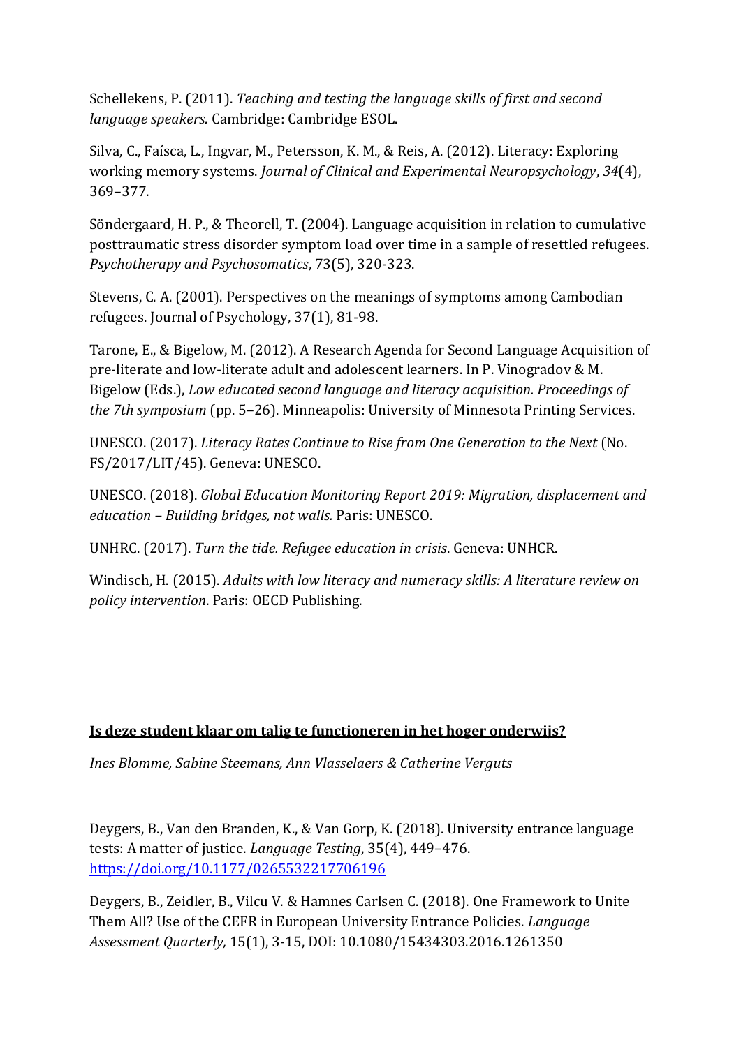Schellekens, P. (2011). *Teaching and testing the language skills of first and second language speakers.* Cambridge: Cambridge ESOL.

Silva, C., Faísca, L., Ingvar, M., Petersson, K. M., & Reis, A. (2012). Literacy: Exploring working memory systems. *Journal of Clinical and Experimental Neuropsychology*, *34*(4), 369–377.

Söndergaard, H. P., & Theorell, T. (2004). Language acquisition in relation to cumulative posttraumatic stress disorder symptom load over time in a sample of resettled refugees. *Psychotherapy and Psychosomatics*, 73(5), 320-323.

Stevens, C. A. (2001). Perspectives on the meanings of symptoms among Cambodian refugees. Journal of Psychology, 37(1), 81-98.

Tarone, E., & Bigelow, M. (2012). A Research Agenda for Second Language Acquisition of pre-literate and low-literate adult and adolescent learners. In P. Vinogradov & M. Bigelow (Eds.), *Low educated second language and literacy acquisition. Proceedings of the 7th symposium* (pp. 5–26). Minneapolis: University of Minnesota Printing Services.

UNESCO. (2017). *Literacy Rates Continue to Rise from One Generation to the Next* (No. FS/2017/LIT/45). Geneva: UNESCO.

UNESCO. (2018). *Global Education Monitoring Report 2019: Migration, displacement and education – Building bridges, not walls.* Paris: UNESCO.

UNHRC. (2017). *Turn the tide. Refugee education in crisis*. Geneva: UNHCR.

Windisch, H. (2015). *Adults with low literacy and numeracy skills: A literature review on policy intervention*. Paris: OECD Publishing.

## **Is deze student klaar om talig te functioneren in het hoger onderwijs?**

*Ines Blomme, Sabine Steemans, Ann Vlasselaers & Catherine Verguts*

Deygers, B., Van den Branden, K., & Van Gorp, K. (2018). University entrance language tests: A matter of justice. *Language Testing*, 35(4), 449–476. https://doi.org/10.1177/0265532217706196

Deygers, B., Zeidler, B., Vilcu V. & Hamnes Carlsen C. (2018). One Framework to Unite Them All? Use of the CEFR in European University Entrance Policies. *Language Assessment Quarterly,* 15(1), 3-15, DOI: 10.1080/15434303.2016.1261350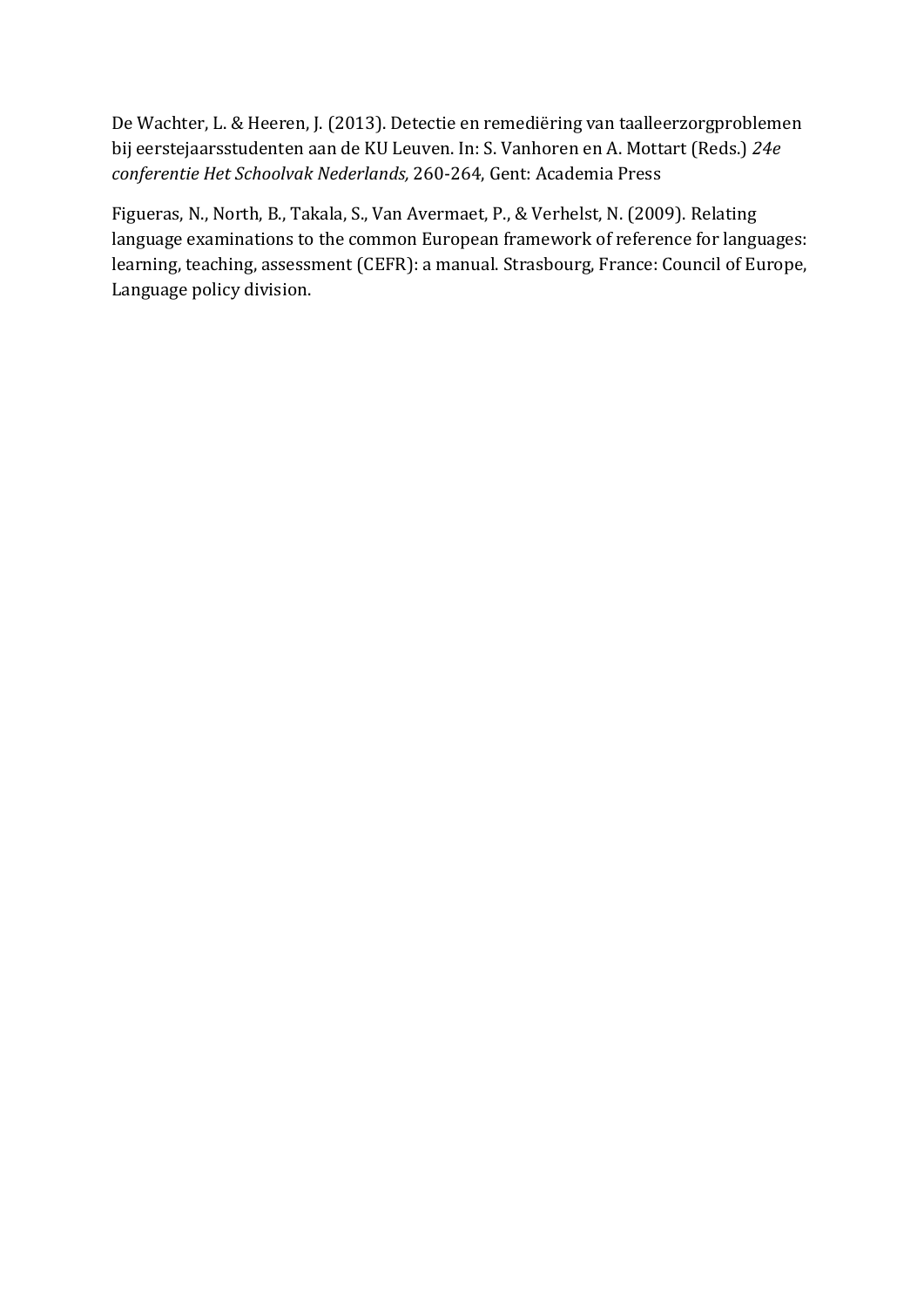De Wachter, L. & Heeren, J. (2013). Detectie en remediëring van taalleerzorgproblemen bij eerstejaarsstudenten aan de KU Leuven. In: S. Vanhoren en A. Mottart (Reds.) *24e conferentie Het Schoolvak Nederlands,* 260-264, Gent: Academia Press

Figueras, N., North, B., Takala, S., Van Avermaet, P., & Verhelst, N. (2009). Relating language examinations to the common European framework of reference for languages: learning, teaching, assessment (CEFR): a manual. Strasbourg, France: Council of Europe, Language policy division.